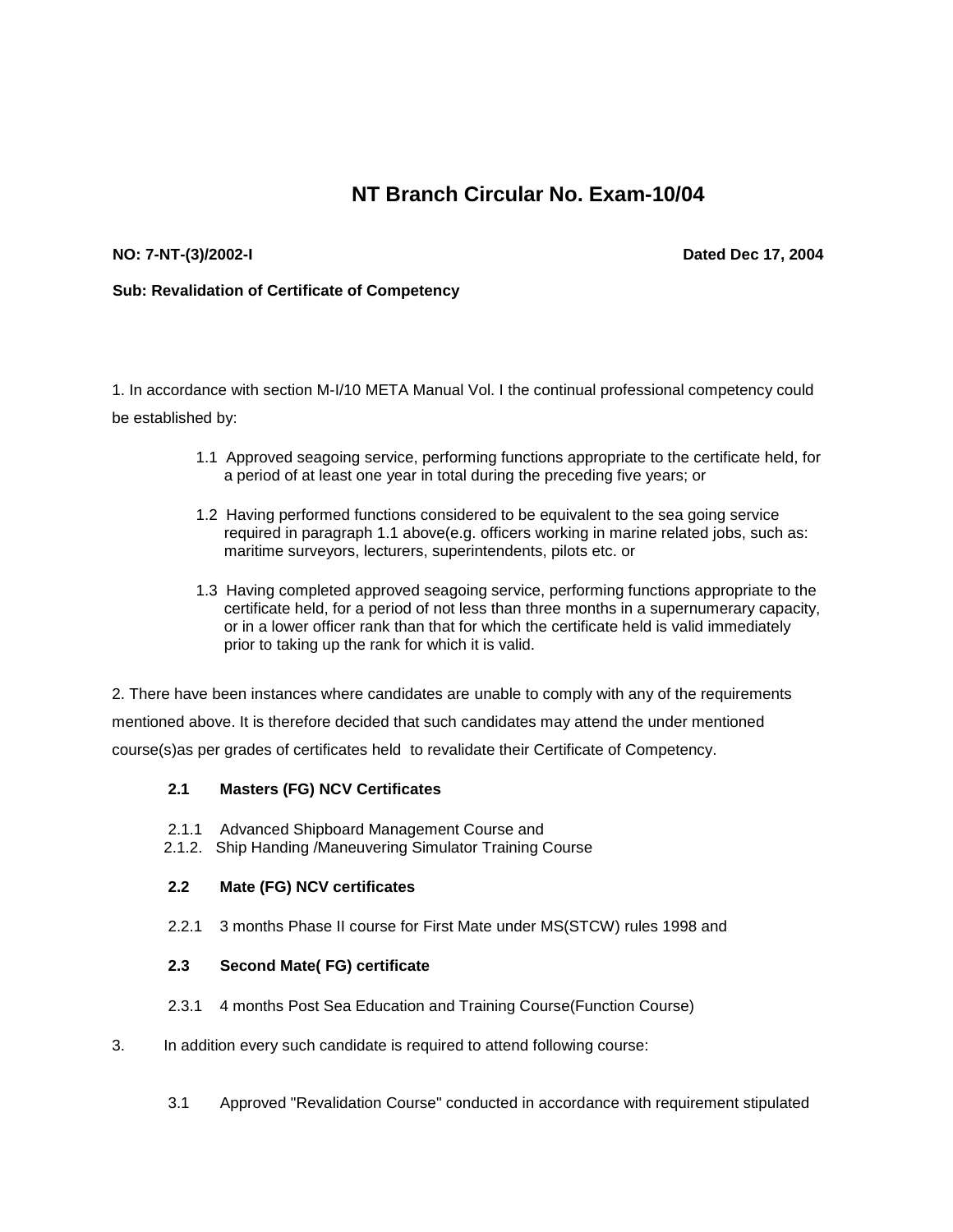# NT Branch Circular No. Exam-10/04

**NO: 7-NT-(3)/2002-I** **Dated Dec 17, 2004**

**Sub: Revalidation of Certificate of Competency**

1. In accordance with section M-I/10 META Manual Vol. I the continual professional competency could be established by:

   1.1 Approved seagoing service, performing functions appropriate to the certificate held, for a period of at least one year in total during the preceding five years; or

   1.2 Having performed functions considered to be equivalent to the sea going service required in paragraph 1.1 above(e.g. officers working in marine related jobs, such as: maritime surveyors, lecturers, superintendents, pilots etc. or

   1.3 Having completed approved seagoing service, performing functions appropriate to the certificate held, for a period of not less than three months in a supernumerary capacity, or in a lower officer rank than that for which the certificate held is valid immediately prior to taking up the rank for which it is valid.

2. There have been instances where candidates are unable to comply with any of the requirements mentioned above. It is therefore decided that such candidates may attend the under mentioned course(s)as per grades of certificates held to revalidate their Certificate of Competency.

   **2.1 Masters (FG) NCV Certificates**

   2.1.1 Advanced Shipboard Management Course and
   2.1.2. Ship Handing /Maneuvering Simulator Training Course

   **2.2 Mate (FG) NCV certificates**

   2.2.1 3 months Phase II course for First Mate under MS(STCW) rules 1998 and

   **2.3 Second Mate( FG) certificate**

   2.3.1 4 months Post Sea Education and Training Course(Function Course)

3. In addition every such candidate is required to attend following course:

   3.1 Approved "Revalidation Course" conducted in accordance with requirement stipulated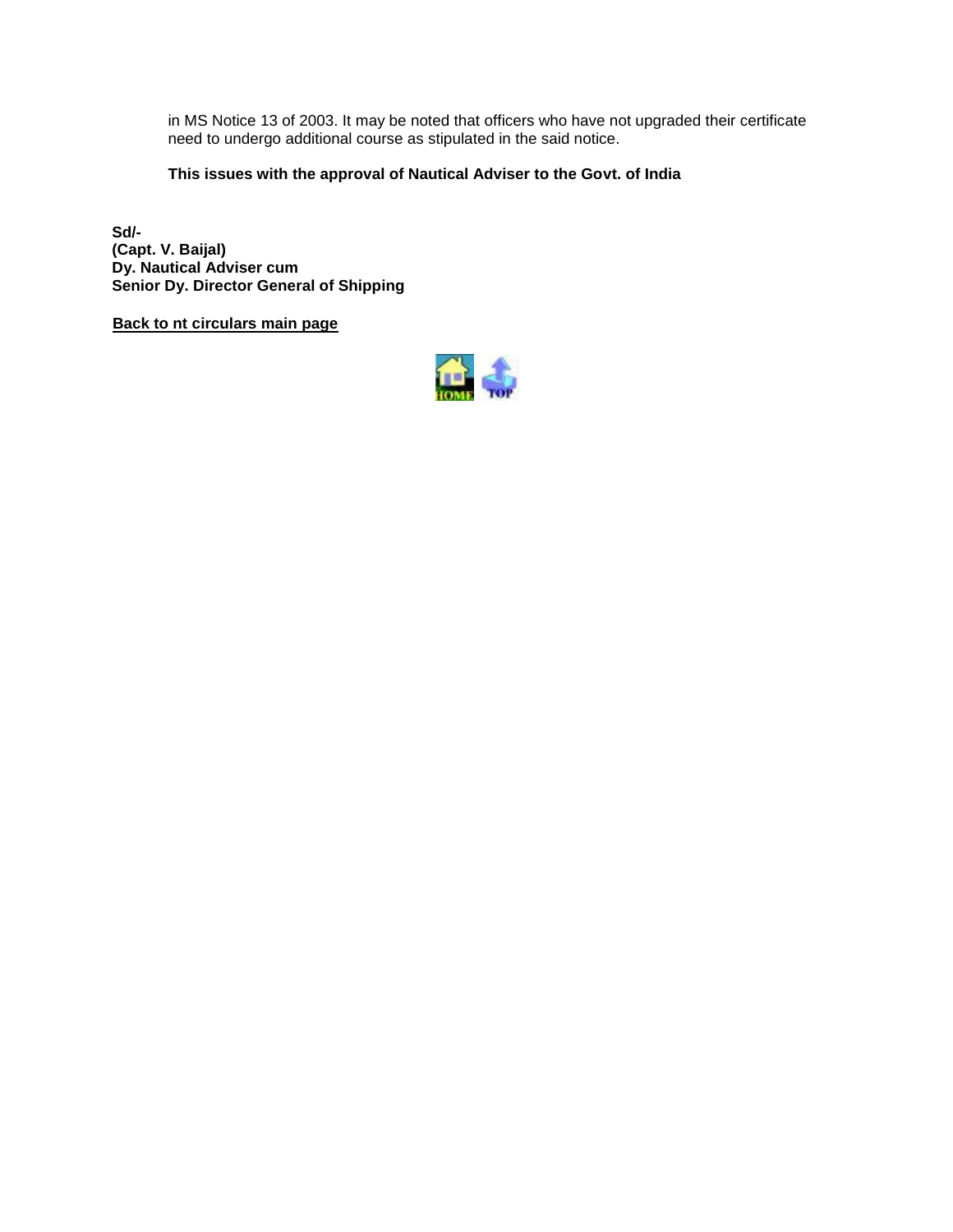in MS Notice 13 of 2003. It may be noted that officers who have not upgraded their certificate need to undergo additional course as stipulated in the said notice.

**This issues with the approval of Nautical Adviser to the Govt. of India**

**Sd/-**
**(Capt. V. Baijal)**
**Dy. Nautical Adviser cum**
**Senior Dy. Director General of Shipping**

**Back to nt circulars main page**